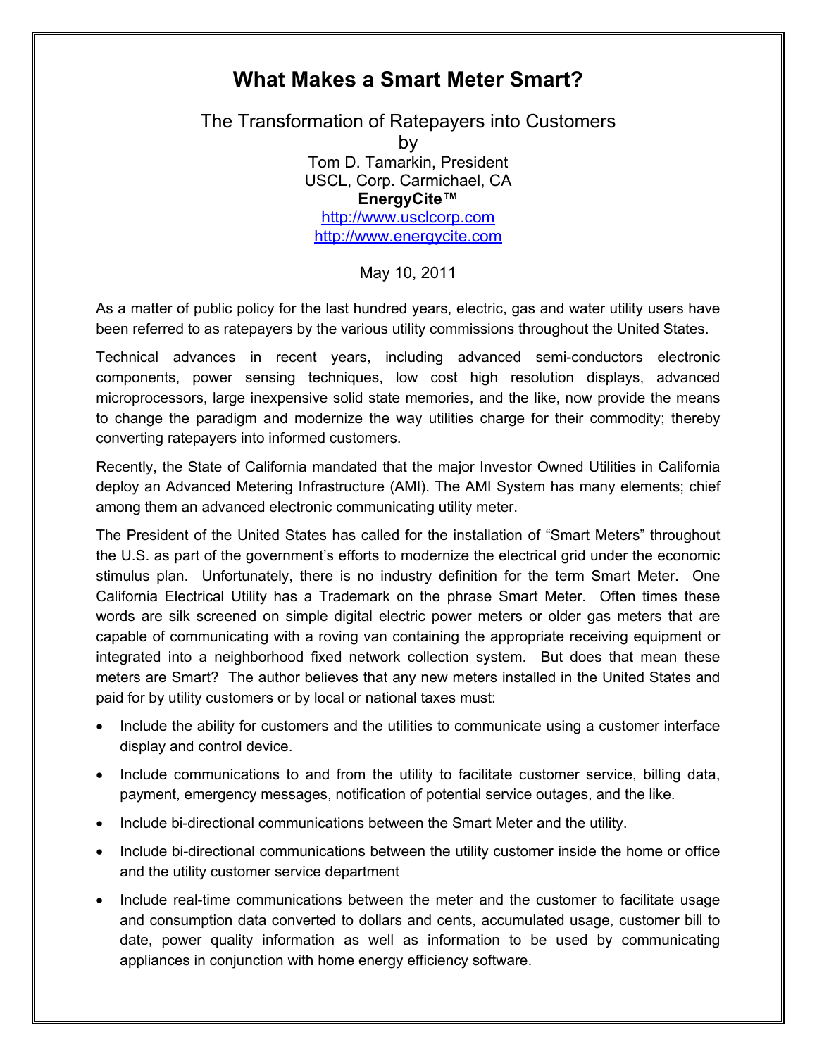# What Makes a Smart Meter Smart?

The Transformation of Ratepayers into Customers

by

Tom D. Tamarkin, President

USCL, Corp. Carmichael, CA

**EnergyCite™**

http://www.usclcorp.com

http://www.energycite.com

May 10, 2011

As a matter of public policy for the last hundred years, electric, gas and water utility users have been referred to as ratepayers by the various utility commissions throughout the United States.

Technical advances in recent years, including advanced semi-conductors electronic components, power sensing techniques, low cost high resolution displays, advanced microprocessors, large inexpensive solid state memories, and the like, now provide the means to change the paradigm and modernize the way utilities charge for their commodity; thereby converting ratepayers into informed customers.

Recently, the State of California mandated that the major Investor Owned Utilities in California deploy an Advanced Metering Infrastructure (AMI). The AMI System has many elements; chief among them an advanced electronic communicating utility meter.

The President of the United States has called for the installation of "Smart Meters" throughout the U.S. as part of the government's efforts to modernize the electrical grid under the economic stimulus plan. Unfortunately, there is no industry definition for the term Smart Meter. One California Electrical Utility has a Trademark on the phrase Smart Meter. Often times these words are silk screened on simple digital electric power meters or older gas meters that are capable of communicating with a roving van containing the appropriate receiving equipment or integrated into a neighborhood fixed network collection system. But does that mean these meters are Smart? The author believes that any new meters installed in the United States and paid for by utility customers or by local or national taxes must:

- Include the ability for customers and the utilities to communicate using a customer interface display and control device.
- Include communications to and from the utility to facilitate customer service, billing data, payment, emergency messages, notification of potential service outages, and the like.
- Include bi-directional communications between the Smart Meter and the utility.
- Include bi-directional communications between the utility customer inside the home or office and the utility customer service department
- Include real-time communications between the meter and the customer to facilitate usage and consumption data converted to dollars and cents, accumulated usage, customer bill to date, power quality information as well as information to be used by communicating appliances in conjunction with home energy efficiency software.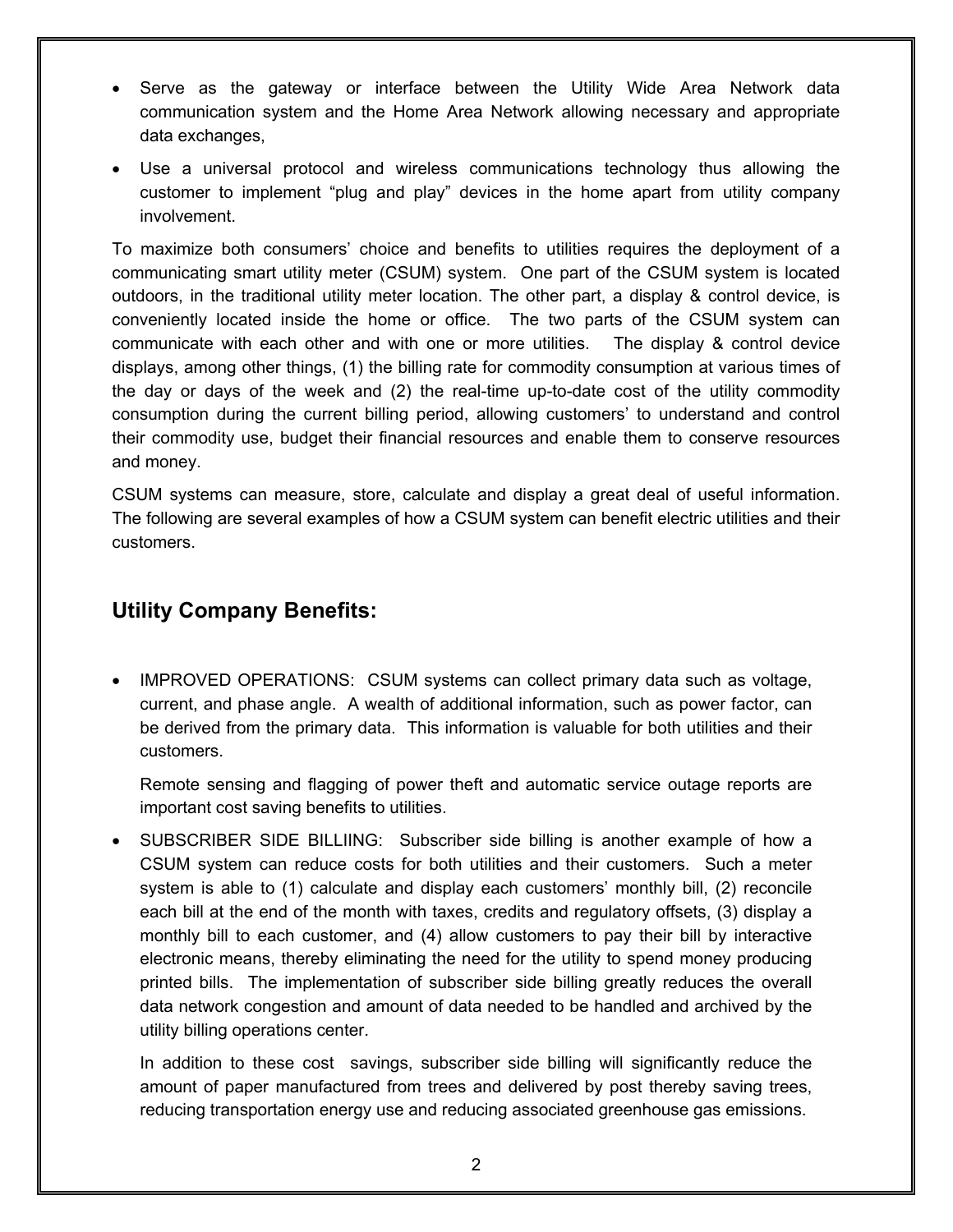- Serve as the gateway or interface between the Utility Wide Area Network data communication system and the Home Area Network allowing necessary and appropriate data exchanges,
- Use a universal protocol and wireless communications technology thus allowing the customer to implement "plug and play" devices in the home apart from utility company involvement.

To maximize both consumers' choice and benefits to utilities requires the deployment of a communicating smart utility meter (CSUM) system. One part of the CSUM system is located outdoors, in the traditional utility meter location. The other part, a display & control device, is conveniently located inside the home or office. The two parts of the CSUM system can communicate with each other and with one or more utilities. The display & control device displays, among other things, (1) the billing rate for commodity consumption at various times of the day or days of the week and (2) the real-time up-to-date cost of the utility commodity consumption during the current billing period, allowing customers' to understand and control their commodity use, budget their financial resources and enable them to conserve resources and money.

CSUM systems can measure, store, calculate and display a great deal of useful information. The following are several examples of how a CSUM system can benefit electric utilities and their customers.

## Utility Company Benefits:

- IMPROVED OPERATIONS: CSUM systems can collect primary data such as voltage, current, and phase angle. A wealth of additional information, such as power factor, can be derived from the primary data. This information is valuable for both utilities and their customers.

  Remote sensing and flagging of power theft and automatic service outage reports are important cost saving benefits to utilities.

- SUBSCRIBER SIDE BILLIING: Subscriber side billing is another example of how a CSUM system can reduce costs for both utilities and their customers. Such a meter system is able to (1) calculate and display each customers' monthly bill, (2) reconcile each bill at the end of the month with taxes, credits and regulatory offsets, (3) display a monthly bill to each customer, and (4) allow customers to pay their bill by interactive electronic means, thereby eliminating the need for the utility to spend money producing printed bills. The implementation of subscriber side billing greatly reduces the overall data network congestion and amount of data needed to be handled and archived by the utility billing operations center.

  In addition to these cost savings, subscriber side billing will significantly reduce the amount of paper manufactured from trees and delivered by post thereby saving trees, reducing transportation energy use and reducing associated greenhouse gas emissions.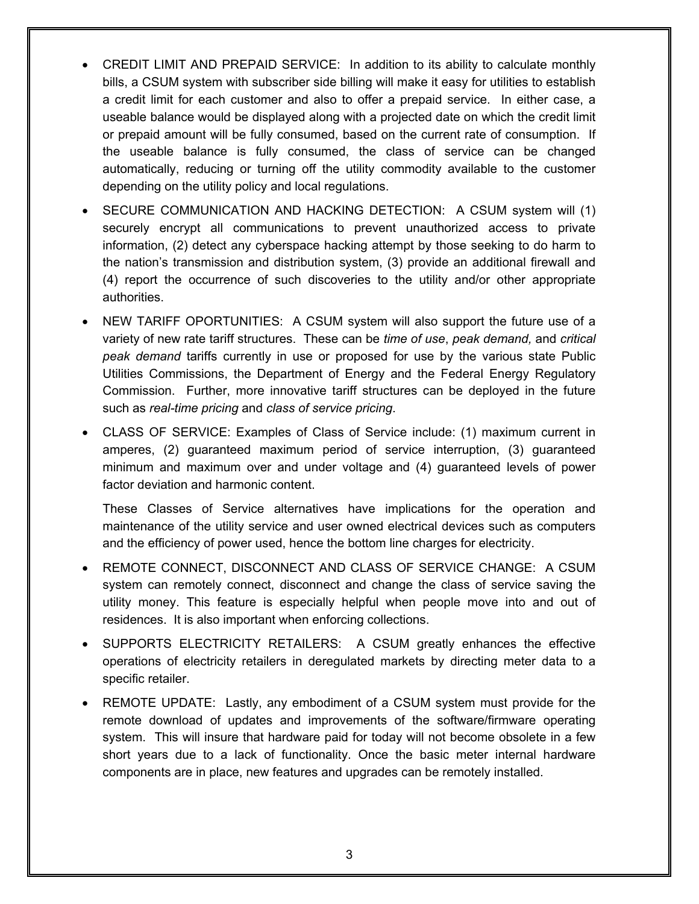- CREDIT LIMIT AND PREPAID SERVICE: In addition to its ability to calculate monthly bills, a CSUM system with subscriber side billing will make it easy for utilities to establish a credit limit for each customer and also to offer a prepaid service. In either case, a useable balance would be displayed along with a projected date on which the credit limit or prepaid amount will be fully consumed, based on the current rate of consumption. If the useable balance is fully consumed, the class of service can be changed automatically, reducing or turning off the utility commodity available to the customer depending on the utility policy and local regulations.

- SECURE COMMUNICATION AND HACKING DETECTION: A CSUM system will (1) securely encrypt all communications to prevent unauthorized access to private information, (2) detect any cyberspace hacking attempt by those seeking to do harm to the nation's transmission and distribution system, (3) provide an additional firewall and (4) report the occurrence of such discoveries to the utility and/or other appropriate authorities.

- NEW TARIFF OPORTUNITIES: A CSUM system will also support the future use of a variety of new rate tariff structures. These can be *time of use*, *peak demand,* and *critical peak demand* tariffs currently in use or proposed for use by the various state Public Utilities Commissions, the Department of Energy and the Federal Energy Regulatory Commission. Further, more innovative tariff structures can be deployed in the future such as *real-time pricing* and *class of service pricing*.

- CLASS OF SERVICE: Examples of Class of Service include: (1) maximum current in amperes, (2) guaranteed maximum period of service interruption, (3) guaranteed minimum and maximum over and under voltage and (4) guaranteed levels of power factor deviation and harmonic content.

  These Classes of Service alternatives have implications for the operation and maintenance of the utility service and user owned electrical devices such as computers and the efficiency of power used, hence the bottom line charges for electricity.

- REMOTE CONNECT, DISCONNECT AND CLASS OF SERVICE CHANGE: A CSUM system can remotely connect, disconnect and change the class of service saving the utility money. This feature is especially helpful when people move into and out of residences. It is also important when enforcing collections.

- SUPPORTS ELECTRICITY RETAILERS: A CSUM greatly enhances the effective operations of electricity retailers in deregulated markets by directing meter data to a specific retailer.

- REMOTE UPDATE: Lastly, any embodiment of a CSUM system must provide for the remote download of updates and improvements of the software/firmware operating system. This will insure that hardware paid for today will not become obsolete in a few short years due to a lack of functionality. Once the basic meter internal hardware components are in place, new features and upgrades can be remotely installed.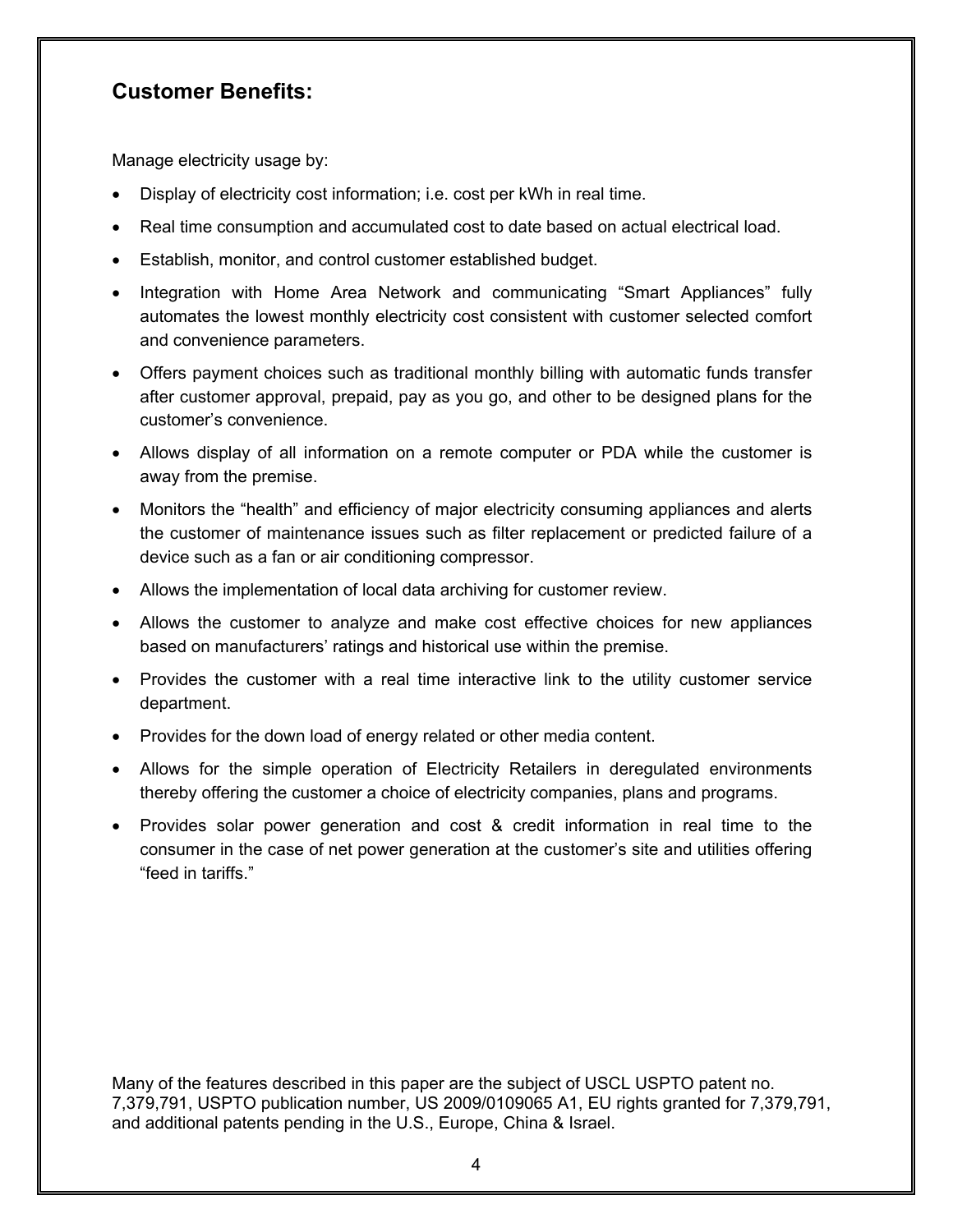## Customer Benefits:

Manage electricity usage by:

- Display of electricity cost information; i.e. cost per kWh in real time.
- Real time consumption and accumulated cost to date based on actual electrical load.
- Establish, monitor, and control customer established budget.
- Integration with Home Area Network and communicating "Smart Appliances" fully automates the lowest monthly electricity cost consistent with customer selected comfort and convenience parameters.
- Offers payment choices such as traditional monthly billing with automatic funds transfer after customer approval, prepaid, pay as you go, and other to be designed plans for the customer's convenience.
- Allows display of all information on a remote computer or PDA while the customer is away from the premise.
- Monitors the "health" and efficiency of major electricity consuming appliances and alerts the customer of maintenance issues such as filter replacement or predicted failure of a device such as a fan or air conditioning compressor.
- Allows the implementation of local data archiving for customer review.
- Allows the customer to analyze and make cost effective choices for new appliances based on manufacturers' ratings and historical use within the premise.
- Provides the customer with a real time interactive link to the utility customer service department.
- Provides for the down load of energy related or other media content.
- Allows for the simple operation of Electricity Retailers in deregulated environments thereby offering the customer a choice of electricity companies, plans and programs.
- Provides solar power generation and cost & credit information in real time to the consumer in the case of net power generation at the customer's site and utilities offering "feed in tariffs."

Many of the features described in this paper are the subject of USCL USPTO patent no. 7,379,791, USPTO publication number, US 2009/0109065 A1, EU rights granted for 7,379,791, and additional patents pending in the U.S., Europe, China & Israel.